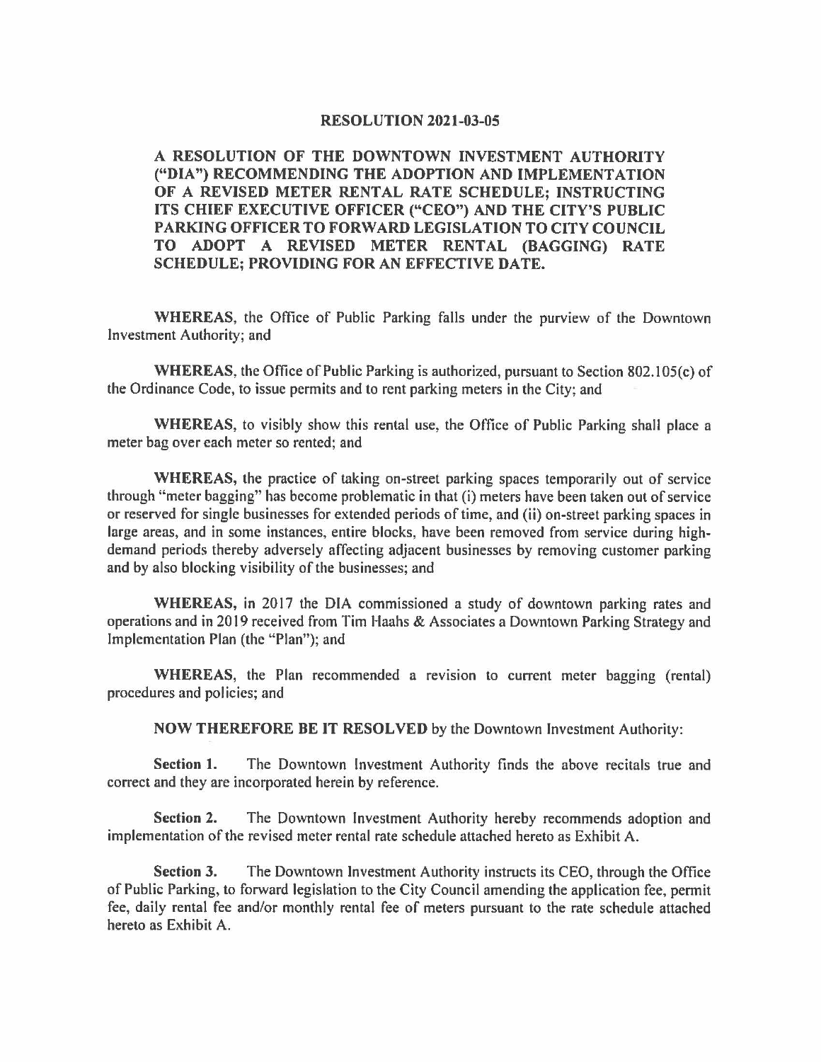# RESOLUTION 2021-03-05

**A RESOLUTION OF THE DOWNTOWN INVESTMENT AUTHORITY ("DIA") RECOMMENDING THE ADOPTION AND IMPLEMENTATION OF A REVISED METER RENTAL RATE SCHEDULE; INSTRUCTING ITS CHIEF EXECUTIVE OFFICER ("CEO") AND THE CITY'S PUBLIC PARKING OFFICER TO FORWARD LEGISLATION TO CITY COUNCIL TO ADOPT A REVISED METER RENTAL (BAGGING) RATE SCHEDULE; PROVIDING FOR AN EFFECTIVE DATE.**

**WHEREAS**, the Office of Public Parking falls under the purview of the Downtown Investment Authority; and

**WHEREAS**, the Office of Public Parking is authorized, pursuant to Section 802.105(c) of the Ordinance Code, to issue permits and to rent parking meters in the City; and

**WHEREAS**, to visibly show this rental use, the Office of Public Parking shall place a meter bag over each meter so rented; and

**WHEREAS,** the practice of taking on-street parking spaces temporarily out of service through "meter bagging" has become problematic in that (i) meters have been taken out of service or reserved for single businesses for extended periods of time, and (ii) on-street parking spaces in large areas, and in some instances, entire blocks, have been removed from service during high-demand periods thereby adversely affecting adjacent businesses by removing customer parking and by also blocking visibility of the businesses; and

**WHEREAS,** in 2017 the DIA commissioned a study of downtown parking rates and operations and in 2019 received from Tim Haahs & Associates a Downtown Parking Strategy and Implementation Plan (the "Plan"); and

**WHEREAS,** the Plan recommended a revision to current meter bagging (rental) procedures and policies; and

**NOW THEREFORE BE IT RESOLVED** by the Downtown Investment Authority:

**Section 1.** The Downtown Investment Authority finds the above recitals true and correct and they are incorporated herein by reference.

**Section 2.** The Downtown Investment Authority hereby recommends adoption and implementation of the revised meter rental rate schedule attached hereto as Exhibit A.

**Section 3.** The Downtown Investment Authority instructs its CEO, through the Office of Public Parking, to forward legislation to the City Council amending the application fee, permit fee, daily rental fee and/or monthly rental fee of meters pursuant to the rate schedule attached hereto as Exhibit A.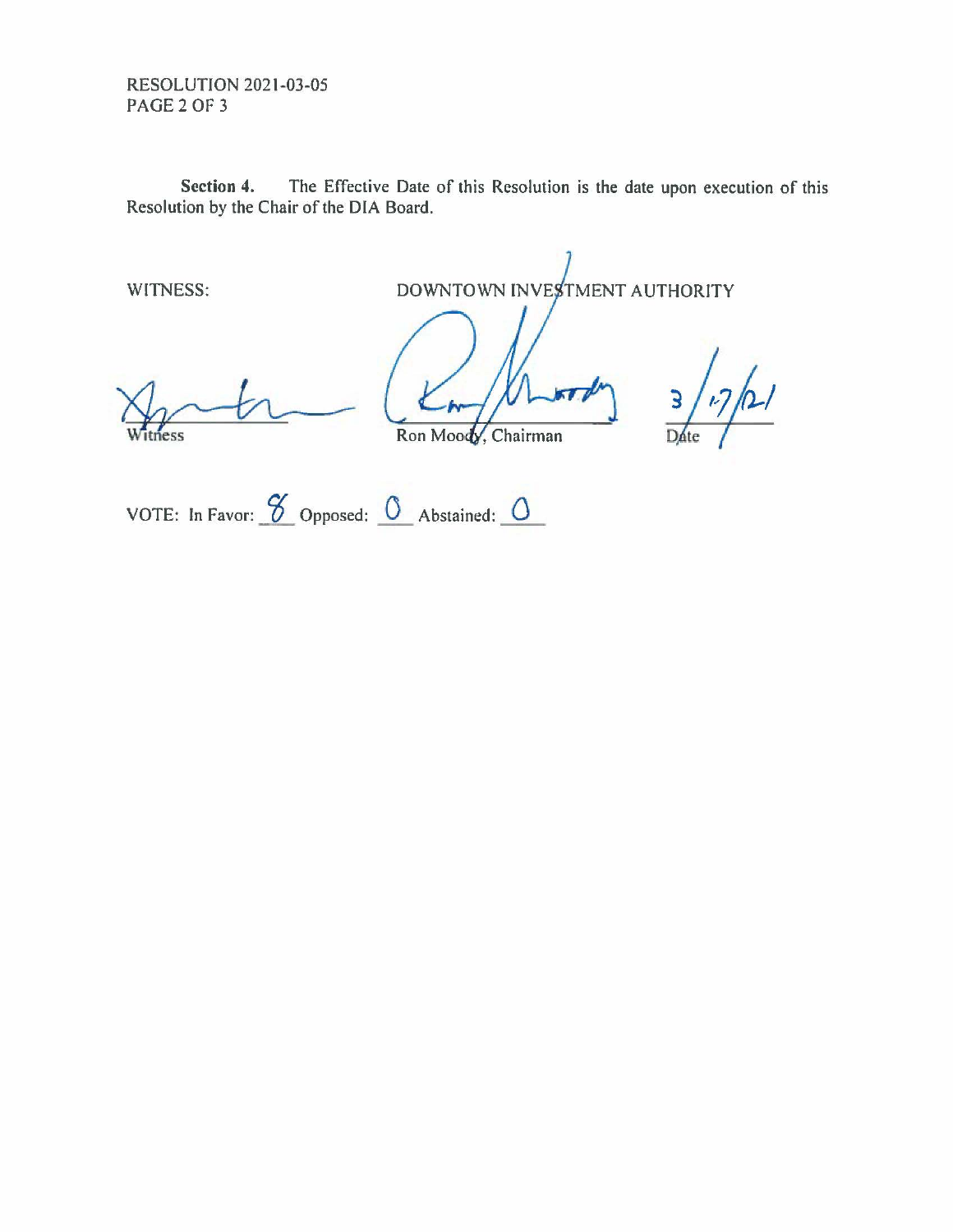**Section 4.** The Effective Date of this Resolution is the date upon execution of this Resolution by the Chair of the DIA Board.

WITNESS: DOWNTOWN INVESTMENT AUTHORITY

_______________ Witness

_______________ Ron Moody, Chairman

3/17/21 Date

VOTE: In Favor: 8 Opposed: 0 Abstained: 0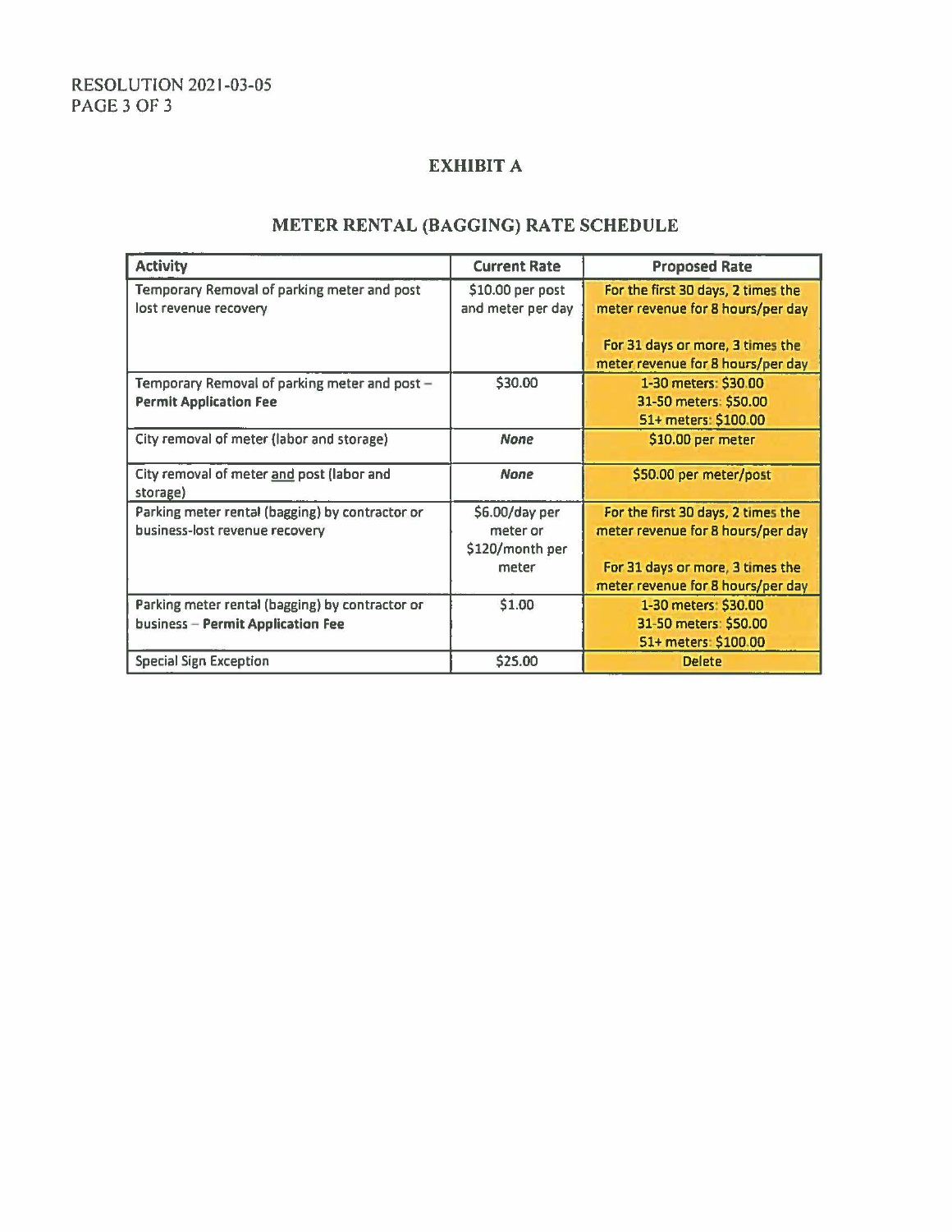## EXHIBIT A

## METER RENTAL (BAGGING) RATE SCHEDULE

| Activity | Current Rate | Proposed Rate |
|---|---|---|
| Temporary Removal of parking meter and post lost revenue recovery | $10.00 per post and meter per day | For the first 30 days, 2 times the meter revenue for 8 hours/per day<br><br>For 31 days or more, 3 times the meter revenue for 8 hours/per day |
| Temporary Removal of parking meter and post – **Permit Application Fee** | $30.00 | 1-30 meters: $30.00<br>31-50 meters: $50.00<br>51+ meters: $100.00 |
| City removal of meter (labor and storage) | ***None*** | $10.00 per meter |
| City removal of meter <u>and</u> post (labor and storage) | ***None*** | $50.00 per meter/post |
| Parking meter rental (bagging) by contractor or business-lost revenue recovery | $6.00/day per meter or $120/month per meter | For the first 30 days, 2 times the meter revenue for 8 hours/per day<br><br>For 31 days or more, 3 times the meter revenue for 8 hours/per day |
| Parking meter rental (bagging) by contractor or business – **Permit Application Fee** | $1.00 | 1-30 meters: $30.00<br>31-50 meters: $50.00<br>51+ meters: $100.00 |
| Special Sign Exception | $25.00 | Delete |